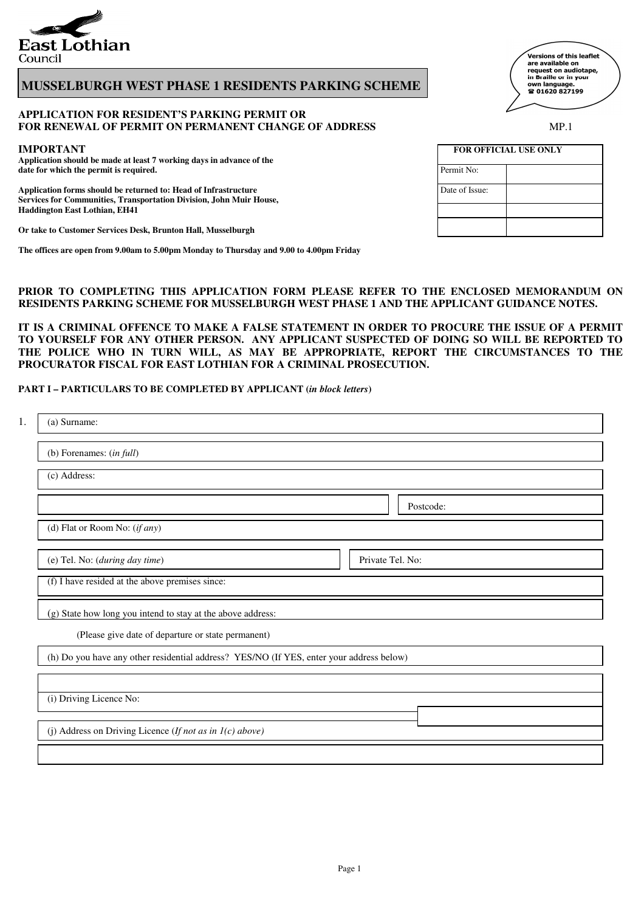East Lothian Council

# MUSSELBURGH WEST PHASE 1 RESIDENTS PARKING SCHEME

Versions of this leaflet are available on request on audiotape, in Braille or in your own language. ☎ 01620 827199

**APPLICATION FOR RESIDENT'S PARKING PERMIT OR FOR RENEWAL OF PERMIT ON PERMANENT CHANGE OF ADDRESS**

MP.1

**IMPORTANT**

**Application should be made at least 7 working days in advance of the date for which the permit is required.**

**Application forms should be returned to: Head of Infrastructure Services for Communities, Transportation Division, John Muir House, Haddington East Lothian, EH41**

**Or take to Customer Services Desk, Brunton Hall, Musselburgh**

**The offices are open from 9.00am to 5.00pm Monday to Thursday and 9.00 to 4.00pm Friday**

| FOR OFFICIAL USE ONLY | |
|---|---|
| Permit No: | |
| Date of Issue: | |
| | |
| | |

**PRIOR TO COMPLETING THIS APPLICATION FORM PLEASE REFER TO THE ENCLOSED MEMORANDUM ON RESIDENTS PARKING SCHEME FOR MUSSELBURGH WEST PHASE 1 AND THE APPLICANT GUIDANCE NOTES.**

**IT IS A CRIMINAL OFFENCE TO MAKE A FALSE STATEMENT IN ORDER TO PROCURE THE ISSUE OF A PERMIT TO YOURSELF FOR ANY OTHER PERSON. ANY APPLICANT SUSPECTED OF DOING SO WILL BE REPORTED TO THE POLICE WHO IN TURN WILL, AS MAY BE APPROPRIATE, REPORT THE CIRCUMSTANCES TO THE PROCURATOR FISCAL FOR EAST LOTHIAN FOR A CRIMINAL PROSECUTION.**

**PART I – PARTICULARS TO BE COMPLETED BY APPLICANT (*in block letters*)**

1. (a) Surname:

   (b) Forenames: (*in full*)

   (c) Address:

   Postcode:

   (d) Flat or Room No: (*if any*)

   (e) Tel. No: (*during day time*) Private Tel. No:

   (f) I have resided at the above premises since:

   (g) State how long you intend to stay at the above address:

   (Please give date of departure or state permanent)

   (h) Do you have any other residential address? YES/NO (If YES, enter your address below)

   (i) Driving Licence No:

   (j) Address on Driving Licence (*If not as in 1(c) above*)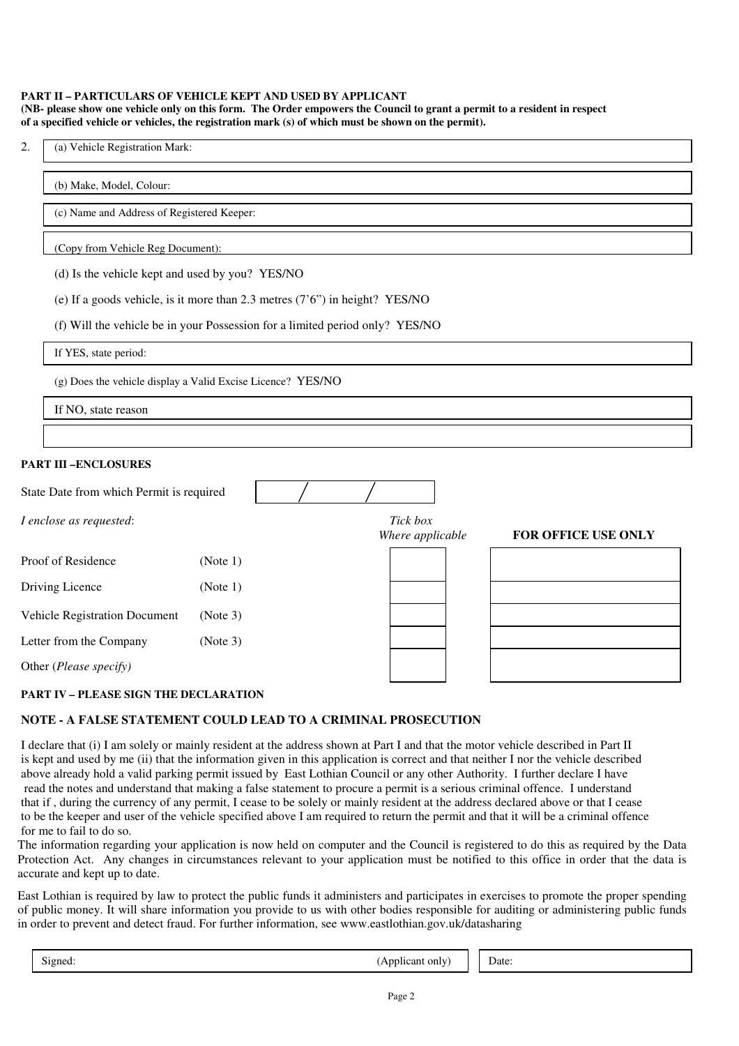**PART II – PARTICULARS OF VEHICLE KEPT AND USED BY APPLICANT**
**(NB- please show one vehicle only on this form. The Order empowers the Council to grant a permit to a resident in respect of a specified vehicle or vehicles, the registration mark (s) of which must be shown on the permit).**

2.

(a) Vehicle Registration Mark:

(b) Make, Model, Colour:

(c) Name and Address of Registered Keeper:

(Copy from Vehicle Reg Document):

(d) Is the vehicle kept and used by you? YES/NO

(e) If a goods vehicle, is it more than 2.3 metres (7'6") in height? YES/NO

(f) Will the vehicle be in your Possession for a limited period only? YES/NO

If YES, state period:

(g) Does the vehicle display a Valid Excise Licence? YES/NO

If NO, state reason

**PART III –ENCLOSURES**

State Date from which Permit is required &nbsp;&nbsp; / &nbsp;&nbsp; /

| *I enclose as requested*: | | *Tick box Where applicable* | **FOR OFFICE USE ONLY** |
|---|---|---|---|
| Proof of Residence | (Note 1) | | |
| Driving Licence | (Note 1) | | |
| Vehicle Registration Document | (Note 3) | | |
| Letter from the Company | (Note 3) | | |
| Other (*Please specify)* | | | |

**PART IV – PLEASE SIGN THE DECLARATION**

**NOTE - A FALSE STATEMENT COULD LEAD TO A CRIMINAL PROSECUTION**

I declare that (i) I am solely or mainly resident at the address shown at Part I and that the motor vehicle described in Part II is kept and used by me (ii) that the information given in this application is correct and that neither I nor the vehicle described above already hold a valid parking permit issued by East Lothian Council or any other Authority. I further declare I have read the notes and understand that making a false statement to procure a permit is a serious criminal offence. I understand that if , during the currency of any permit, I cease to be solely or mainly resident at the address declared above or that I cease to be the keeper and user of the vehicle specified above I am required to return the permit and that it will be a criminal offence for me to fail to do so.

The information regarding your application is now held on computer and the Council is registered to do this as required by the Data Protection Act. Any changes in circumstances relevant to your application must be notified to this office in order that the data is accurate and kept up to date.

East Lothian is required by law to protect the public funds it administers and participates in exercises to promote the proper spending of public money. It will share information you provide to us with other bodies responsible for auditing or administering public funds in order to prevent and detect fraud. For further information, see www.eastlothian.gov.uk/datasharing

Signed: (Applicant only) &nbsp;&nbsp; Date: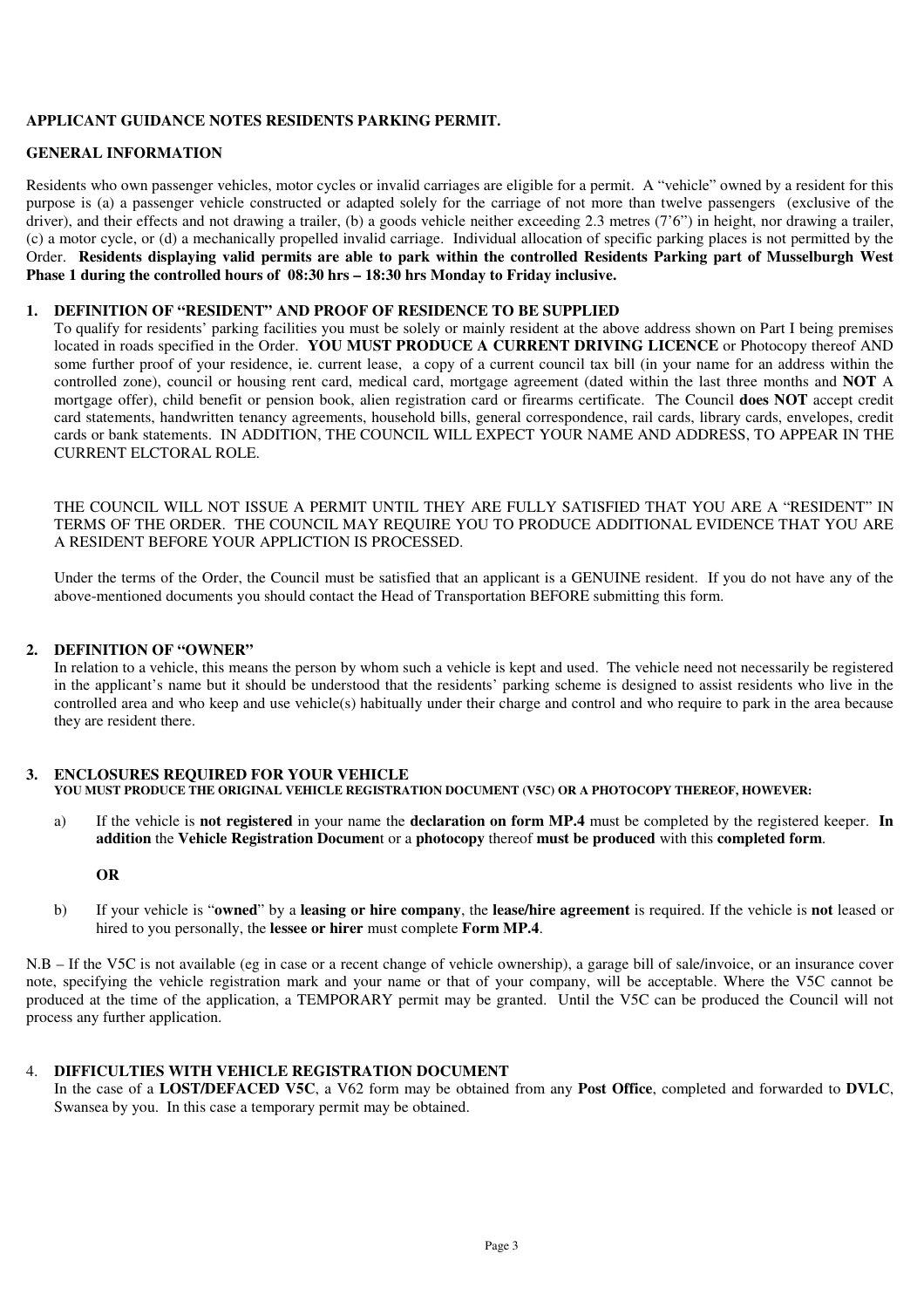**APPLICANT GUIDANCE NOTES RESIDENTS PARKING PERMIT.**

**GENERAL INFORMATION**

Residents who own passenger vehicles, motor cycles or invalid carriages are eligible for a permit. A "vehicle" owned by a resident for this purpose is (a) a passenger vehicle constructed or adapted solely for the carriage of not more than twelve passengers (exclusive of the driver), and their effects and not drawing a trailer, (b) a goods vehicle neither exceeding 2.3 metres (7'6") in height, nor drawing a trailer, (c) a motor cycle, or (d) a mechanically propelled invalid carriage. Individual allocation of specific parking places is not permitted by the Order. **Residents displaying valid permits are able to park within the controlled Residents Parking part of Musselburgh West Phase 1 during the controlled hours of 08:30 hrs – 18:30 hrs Monday to Friday inclusive.**

**1. DEFINITION OF "RESIDENT" AND PROOF OF RESIDENCE TO BE SUPPLIED**

To qualify for residents' parking facilities you must be solely or mainly resident at the above address shown on Part I being premises located in roads specified in the Order. **YOU MUST PRODUCE A CURRENT DRIVING LICENCE** or Photocopy thereof AND some further proof of your residence, ie. current lease, a copy of a current council tax bill (in your name for an address within the controlled zone), council or housing rent card, medical card, mortgage agreement (dated within the last three months and **NOT** A mortgage offer), child benefit or pension book, alien registration card or firearms certificate. The Council **does NOT** accept credit card statements, handwritten tenancy agreements, household bills, general correspondence, rail cards, library cards, envelopes, credit cards or bank statements. IN ADDITION, THE COUNCIL WILL EXPECT YOUR NAME AND ADDRESS, TO APPEAR IN THE CURRENT ELCTORAL ROLE.

THE COUNCIL WILL NOT ISSUE A PERMIT UNTIL THEY ARE FULLY SATISFIED THAT YOU ARE A "RESIDENT" IN TERMS OF THE ORDER. THE COUNCIL MAY REQUIRE YOU TO PRODUCE ADDITIONAL EVIDENCE THAT YOU ARE A RESIDENT BEFORE YOUR APPLICTION IS PROCESSED.

Under the terms of the Order, the Council must be satisfied that an applicant is a GENUINE resident. If you do not have any of the above-mentioned documents you should contact the Head of Transportation BEFORE submitting this form.

**2. DEFINITION OF "OWNER"**

In relation to a vehicle, this means the person by whom such a vehicle is kept and used. The vehicle need not necessarily be registered in the applicant's name but it should be understood that the residents' parking scheme is designed to assist residents who live in the controlled area and who keep and use vehicle(s) habitually under their charge and control and who require to park in the area because they are resident there.

**3. ENCLOSURES REQUIRED FOR YOUR VEHICLE**

**YOU MUST PRODUCE THE ORIGINAL VEHICLE REGISTRATION DOCUMENT (V5C) OR A PHOTOCOPY THEREOF, HOWEVER:**

a) If the vehicle is **not registered** in your name the **declaration on form MP.4** must be completed by the registered keeper. **In addition** the **Vehicle Registration Documen**t or a **photocopy** thereof **must be produced** with this **completed form**.

**OR**

b) If your vehicle is "**owned**" by a **leasing or hire company**, the **lease/hire agreement** is required. If the vehicle is **not** leased or hired to you personally, the **lessee or hirer** must complete **Form MP.4**.

N.B – If the V5C is not available (eg in case or a recent change of vehicle ownership), a garage bill of sale/invoice, or an insurance cover note, specifying the vehicle registration mark and your name or that of your company, will be acceptable. Where the V5C cannot be produced at the time of the application, a TEMPORARY permit may be granted. Until the V5C can be produced the Council will not process any further application.

4. **DIFFICULTIES WITH VEHICLE REGISTRATION DOCUMENT**

In the case of a **LOST/DEFACED V5C**, a V62 form may be obtained from any **Post Office**, completed and forwarded to **DVLC**, Swansea by you. In this case a temporary permit may be obtained.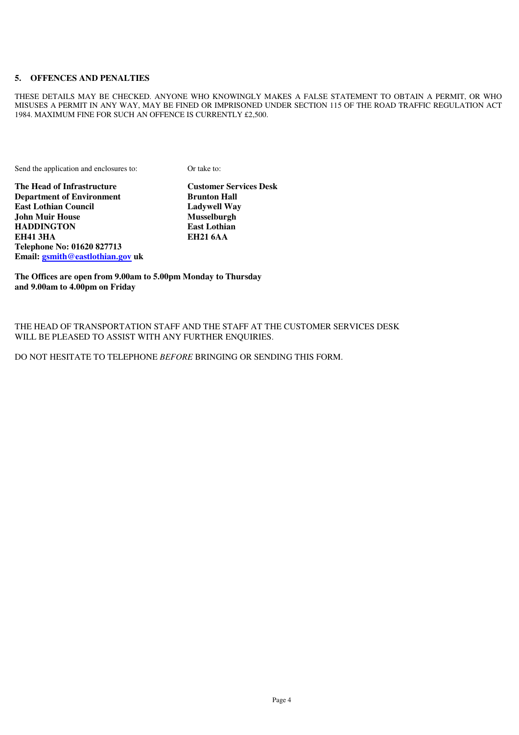## 5. OFFENCES AND PENALTIES

THESE DETAILS MAY BE CHECKED. ANYONE WHO KNOWINGLY MAKES A FALSE STATEMENT TO OBTAIN A PERMIT, OR WHO MISUSES A PERMIT IN ANY WAY, MAY BE FINED OR IMPRISONED UNDER SECTION 115 OF THE ROAD TRAFFIC REGULATION ACT 1984. MAXIMUM FINE FOR SUCH AN OFFENCE IS CURRENTLY £2,500.

Send the application and enclosures to:

**The Head of Infrastructure**
**Department of Environment**
**East Lothian Council**
**John Muir House**
**HADDINGTON**
**EH41 3HA**
**Telephone No: 01620 827713**
**Email: gsmith@eastlothian.gov uk**

Or take to:

**Customer Services Desk**
**Brunton Hall**
**Ladywell Way**
**Musselburgh**
**East Lothian**
**EH21 6AA**

**The Offices are open from 9.00am to 5.00pm Monday to Thursday and 9.00am to 4.00pm on Friday**

THE HEAD OF TRANSPORTATION STAFF AND THE STAFF AT THE CUSTOMER SERVICES DESK WILL BE PLEASED TO ASSIST WITH ANY FURTHER ENQUIRIES.

DO NOT HESITATE TO TELEPHONE *BEFORE* BRINGING OR SENDING THIS FORM.